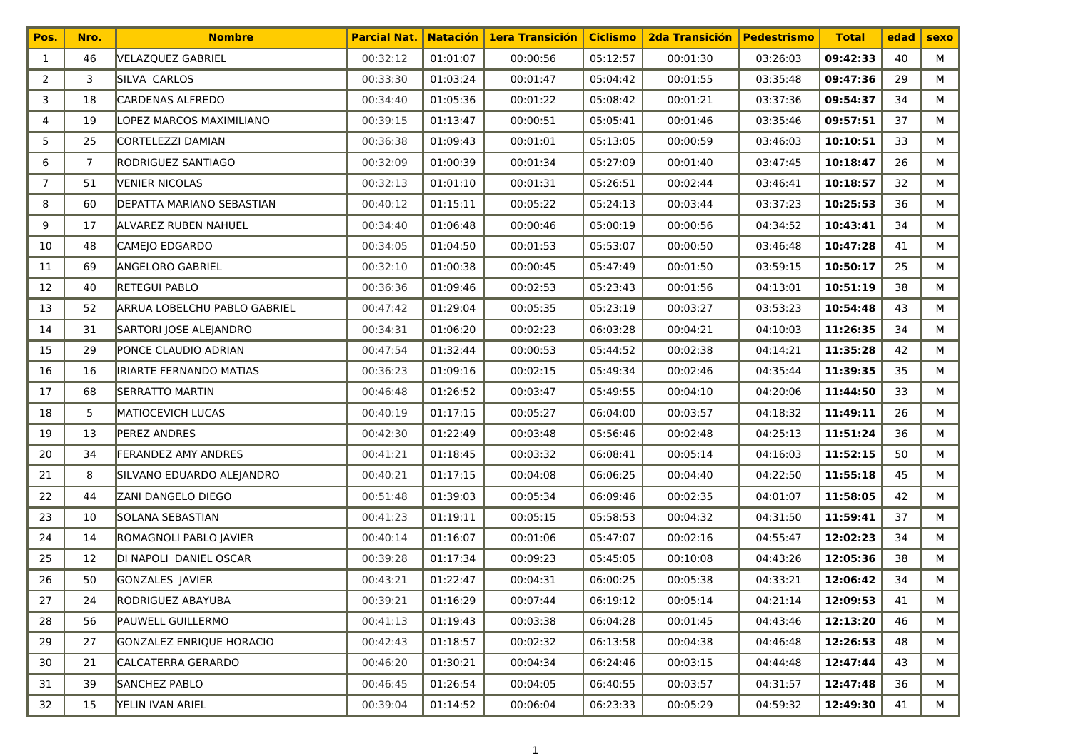| Pos. | Nro. | Nombre | Parcial Nat. | Natación | 1era Transición | Ciclismo | 2da Transición | Pedestrismo | Total | edad | sexo |
|---|---|---|---|---|---|---|---|---|---|---|---|
| 1 | 46 | VELAZQUEZ GABRIEL | 00:32:12 | 01:01:07 | 00:00:56 | 05:12:57 | 00:01:30 | 03:26:03 | **09:42:33** | 40 | M |
| 2 | 3 | SILVA CARLOS | 00:33:30 | 01:03:24 | 00:01:47 | 05:04:42 | 00:01:55 | 03:35:48 | **09:47:36** | 29 | M |
| 3 | 18 | CARDENAS ALFREDO | 00:34:40 | 01:05:36 | 00:01:22 | 05:08:42 | 00:01:21 | 03:37:36 | **09:54:37** | 34 | M |
| 4 | 19 | LOPEZ MARCOS MAXIMILIANO | 00:39:15 | 01:13:47 | 00:00:51 | 05:05:41 | 00:01:46 | 03:35:46 | **09:57:51** | 37 | M |
| 5 | 25 | CORTELEZZI DAMIAN | 00:36:38 | 01:09:43 | 00:01:01 | 05:13:05 | 00:00:59 | 03:46:03 | **10:10:51** | 33 | M |
| 6 | 7 | RODRIGUEZ SANTIAGO | 00:32:09 | 01:00:39 | 00:01:34 | 05:27:09 | 00:01:40 | 03:47:45 | **10:18:47** | 26 | M |
| 7 | 51 | VENIER NICOLAS | 00:32:13 | 01:01:10 | 00:01:31 | 05:26:51 | 00:02:44 | 03:46:41 | **10:18:57** | 32 | M |
| 8 | 60 | DEPATTA MARIANO SEBASTIAN | 00:40:12 | 01:15:11 | 00:05:22 | 05:24:13 | 00:03:44 | 03:37:23 | **10:25:53** | 36 | M |
| 9 | 17 | ALVAREZ RUBEN NAHUEL | 00:34:40 | 01:06:48 | 00:00:46 | 05:00:19 | 00:00:56 | 04:34:52 | **10:43:41** | 34 | M |
| 10 | 48 | CAMEJO EDGARDO | 00:34:05 | 01:04:50 | 00:01:53 | 05:53:07 | 00:00:50 | 03:46:48 | **10:47:28** | 41 | M |
| 11 | 69 | ANGELORO GABRIEL | 00:32:10 | 01:00:38 | 00:00:45 | 05:47:49 | 00:01:50 | 03:59:15 | **10:50:17** | 25 | M |
| 12 | 40 | RETEGUI PABLO | 00:36:36 | 01:09:46 | 00:02:53 | 05:23:43 | 00:01:56 | 04:13:01 | **10:51:19** | 38 | M |
| 13 | 52 | ARRUA LOBELCHU PABLO GABRIEL | 00:47:42 | 01:29:04 | 00:05:35 | 05:23:19 | 00:03:27 | 03:53:23 | **10:54:48** | 43 | M |
| 14 | 31 | SARTORI JOSE ALEJANDRO | 00:34:31 | 01:06:20 | 00:02:23 | 06:03:28 | 00:04:21 | 04:10:03 | **11:26:35** | 34 | M |
| 15 | 29 | PONCE CLAUDIO ADRIAN | 00:47:54 | 01:32:44 | 00:00:53 | 05:44:52 | 00:02:38 | 04:14:21 | **11:35:28** | 42 | M |
| 16 | 16 | IRIARTE FERNANDO MATIAS | 00:36:23 | 01:09:16 | 00:02:15 | 05:49:34 | 00:02:46 | 04:35:44 | **11:39:35** | 35 | M |
| 17 | 68 | SERRATTO MARTIN | 00:46:48 | 01:26:52 | 00:03:47 | 05:49:55 | 00:04:10 | 04:20:06 | **11:44:50** | 33 | M |
| 18 | 5 | MATIOCEVICH LUCAS | 00:40:19 | 01:17:15 | 00:05:27 | 06:04:00 | 00:03:57 | 04:18:32 | **11:49:11** | 26 | M |
| 19 | 13 | PEREZ ANDRES | 00:42:30 | 01:22:49 | 00:03:48 | 05:56:46 | 00:02:48 | 04:25:13 | **11:51:24** | 36 | M |
| 20 | 34 | FERANDEZ AMY ANDRES | 00:41:21 | 01:18:45 | 00:03:32 | 06:08:41 | 00:05:14 | 04:16:03 | **11:52:15** | 50 | M |
| 21 | 8 | SILVANO EDUARDO ALEJANDRO | 00:40:21 | 01:17:15 | 00:04:08 | 06:06:25 | 00:04:40 | 04:22:50 | **11:55:18** | 45 | M |
| 22 | 44 | ZANI DANGELO DIEGO | 00:51:48 | 01:39:03 | 00:05:34 | 06:09:46 | 00:02:35 | 04:01:07 | **11:58:05** | 42 | M |
| 23 | 10 | SOLANA SEBASTIAN | 00:41:23 | 01:19:11 | 00:05:15 | 05:58:53 | 00:04:32 | 04:31:50 | **11:59:41** | 37 | M |
| 24 | 14 | ROMAGNOLI PABLO JAVIER | 00:40:14 | 01:16:07 | 00:01:06 | 05:47:07 | 00:02:16 | 04:55:47 | **12:02:23** | 34 | M |
| 25 | 12 | DI NAPOLI DANIEL OSCAR | 00:39:28 | 01:17:34 | 00:09:23 | 05:45:05 | 00:10:08 | 04:43:26 | **12:05:36** | 38 | M |
| 26 | 50 | GONZALES JAVIER | 00:43:21 | 01:22:47 | 00:04:31 | 06:00:25 | 00:05:38 | 04:33:21 | **12:06:42** | 34 | M |
| 27 | 24 | RODRIGUEZ ABAYUBA | 00:39:21 | 01:16:29 | 00:07:44 | 06:19:12 | 00:05:14 | 04:21:14 | **12:09:53** | 41 | M |
| 28 | 56 | PAUWELL GUILLERMO | 00:41:13 | 01:19:43 | 00:03:38 | 06:04:28 | 00:01:45 | 04:43:46 | **12:13:20** | 46 | M |
| 29 | 27 | GONZALEZ ENRIQUE HORACIO | 00:42:43 | 01:18:57 | 00:02:32 | 06:13:58 | 00:04:38 | 04:46:48 | **12:26:53** | 48 | M |
| 30 | 21 | CALCATERRA GERARDO | 00:46:20 | 01:30:21 | 00:04:34 | 06:24:46 | 00:03:15 | 04:44:48 | **12:47:44** | 43 | M |
| 31 | 39 | SANCHEZ PABLO | 00:46:45 | 01:26:54 | 00:04:05 | 06:40:55 | 00:03:57 | 04:31:57 | **12:47:48** | 36 | M |
| 32 | 15 | YELIN IVAN ARIEL | 00:39:04 | 01:14:52 | 00:06:04 | 06:23:33 | 00:05:29 | 04:59:32 | **12:49:30** | 41 | M |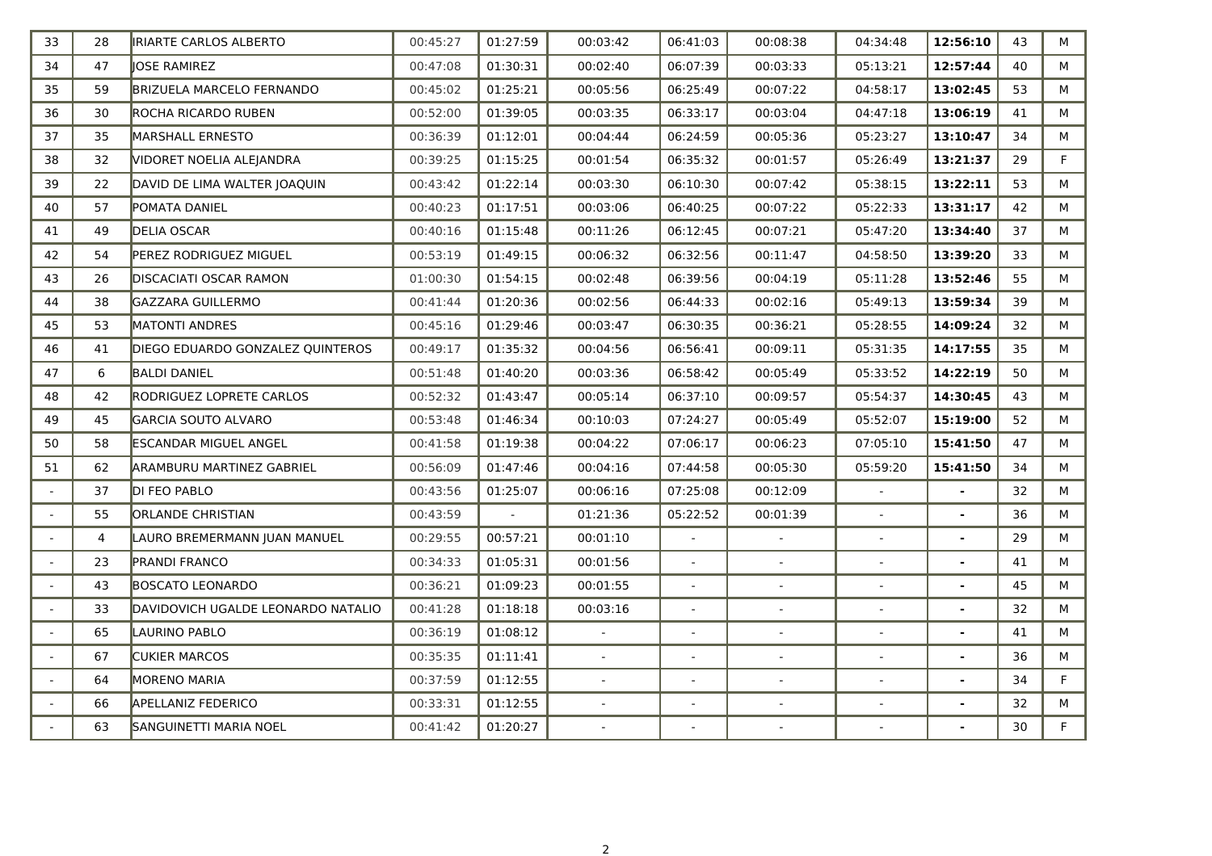| | | | | | | | | | | | |
|---|---|---|---|---|---|---|---|---|---|---|---|
| 33 | 28 | IRIARTE CARLOS ALBERTO | 00:45:27 | 01:27:59 | 00:03:42 | 06:41:03 | 00:08:38 | 04:34:48 | **12:56:10** | 43 | M |
| 34 | 47 | JOSE RAMIREZ | 00:47:08 | 01:30:31 | 00:02:40 | 06:07:39 | 00:03:33 | 05:13:21 | **12:57:44** | 40 | M |
| 35 | 59 | BRIZUELA MARCELO FERNANDO | 00:45:02 | 01:25:21 | 00:05:56 | 06:25:49 | 00:07:22 | 04:58:17 | **13:02:45** | 53 | M |
| 36 | 30 | ROCHA RICARDO RUBEN | 00:52:00 | 01:39:05 | 00:03:35 | 06:33:17 | 00:03:04 | 04:47:18 | **13:06:19** | 41 | M |
| 37 | 35 | MARSHALL ERNESTO | 00:36:39 | 01:12:01 | 00:04:44 | 06:24:59 | 00:05:36 | 05:23:27 | **13:10:47** | 34 | M |
| 38 | 32 | VIDORET NOELIA ALEJANDRA | 00:39:25 | 01:15:25 | 00:01:54 | 06:35:32 | 00:01:57 | 05:26:49 | **13:21:37** | 29 | F |
| 39 | 22 | DAVID DE LIMA WALTER JOAQUIN | 00:43:42 | 01:22:14 | 00:03:30 | 06:10:30 | 00:07:42 | 05:38:15 | **13:22:11** | 53 | M |
| 40 | 57 | POMATA DANIEL | 00:40:23 | 01:17:51 | 00:03:06 | 06:40:25 | 00:07:22 | 05:22:33 | **13:31:17** | 42 | M |
| 41 | 49 | DELIA OSCAR | 00:40:16 | 01:15:48 | 00:11:26 | 06:12:45 | 00:07:21 | 05:47:20 | **13:34:40** | 37 | M |
| 42 | 54 | PEREZ RODRIGUEZ MIGUEL | 00:53:19 | 01:49:15 | 00:06:32 | 06:32:56 | 00:11:47 | 04:58:50 | **13:39:20** | 33 | M |
| 43 | 26 | DISCACIATI OSCAR RAMON | 01:00:30 | 01:54:15 | 00:02:48 | 06:39:56 | 00:04:19 | 05:11:28 | **13:52:46** | 55 | M |
| 44 | 38 | GAZZARA GUILLERMO | 00:41:44 | 01:20:36 | 00:02:56 | 06:44:33 | 00:02:16 | 05:49:13 | **13:59:34** | 39 | M |
| 45 | 53 | MATONTI ANDRES | 00:45:16 | 01:29:46 | 00:03:47 | 06:30:35 | 00:36:21 | 05:28:55 | **14:09:24** | 32 | M |
| 46 | 41 | DIEGO EDUARDO GONZALEZ QUINTEROS | 00:49:17 | 01:35:32 | 00:04:56 | 06:56:41 | 00:09:11 | 05:31:35 | **14:17:55** | 35 | M |
| 47 | 6 | BALDI DANIEL | 00:51:48 | 01:40:20 | 00:03:36 | 06:58:42 | 00:05:49 | 05:33:52 | **14:22:19** | 50 | M |
| 48 | 42 | RODRIGUEZ LOPRETE CARLOS | 00:52:32 | 01:43:47 | 00:05:14 | 06:37:10 | 00:09:57 | 05:54:37 | **14:30:45** | 43 | M |
| 49 | 45 | GARCIA SOUTO ALVARO | 00:53:48 | 01:46:34 | 00:10:03 | 07:24:27 | 00:05:49 | 05:52:07 | **15:19:00** | 52 | M |
| 50 | 58 | ESCANDAR MIGUEL ANGEL | 00:41:58 | 01:19:38 | 00:04:22 | 07:06:17 | 00:06:23 | 07:05:10 | **15:41:50** | 47 | M |
| 51 | 62 | ARAMBURU MARTINEZ GABRIEL | 00:56:09 | 01:47:46 | 00:04:16 | 07:44:58 | 00:05:30 | 05:59:20 | **15:41:50** | 34 | M |
| - | 37 | DI FEO PABLO | 00:43:56 | 01:25:07 | 00:06:16 | 07:25:08 | 00:12:09 | - | **-** | 32 | M |
| - | 55 | ORLANDE CHRISTIAN | 00:43:59 | - | 01:21:36 | 05:22:52 | 00:01:39 | - | **-** | 36 | M |
| - | 4 | LAURO BREMERMANN JUAN MANUEL | 00:29:55 | 00:57:21 | 00:01:10 | - | - | - | **-** | 29 | M |
| - | 23 | PRANDI FRANCO | 00:34:33 | 01:05:31 | 00:01:56 | - | - | - | **-** | 41 | M |
| - | 43 | BOSCATO LEONARDO | 00:36:21 | 01:09:23 | 00:01:55 | - | - | - | **-** | 45 | M |
| - | 33 | DAVIDOVICH UGALDE LEONARDO NATALIO | 00:41:28 | 01:18:18 | 00:03:16 | - | - | - | **-** | 32 | M |
| - | 65 | LAURINO PABLO | 00:36:19 | 01:08:12 | - | - | - | - | **-** | 41 | M |
| - | 67 | CUKIER MARCOS | 00:35:35 | 01:11:41 | - | - | - | - | **-** | 36 | M |
| - | 64 | MORENO MARIA | 00:37:59 | 01:12:55 | - | - | - | - | **-** | 34 | F |
| - | 66 | APELLANIZ FEDERICO | 00:33:31 | 01:12:55 | - | - | - | - | **-** | 32 | M |
| - | 63 | SANGUINETTI MARIA NOEL | 00:41:42 | 01:20:27 | - | - | - | - | **-** | 30 | F |